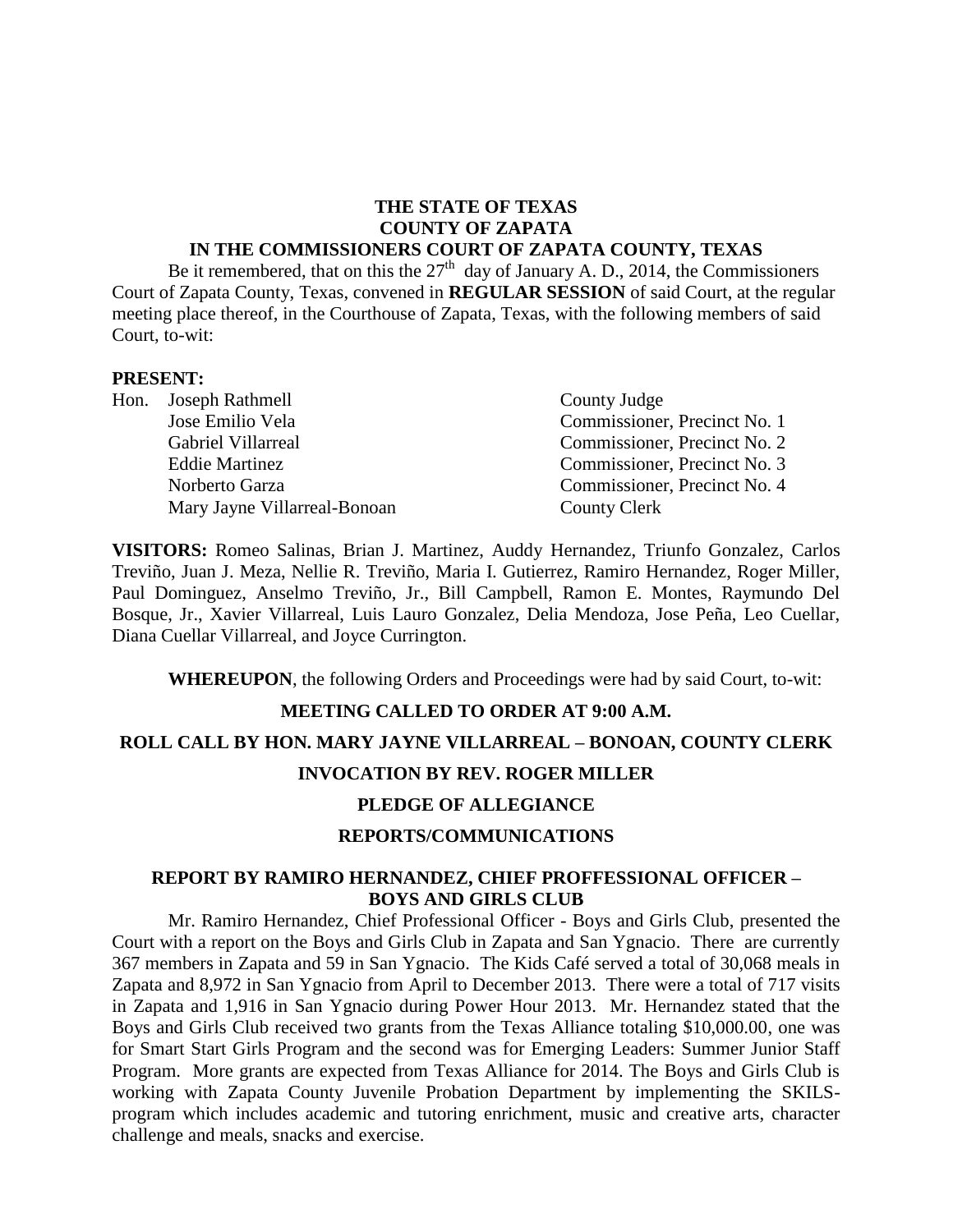**THE STATE OF TEXAS**
**COUNTY OF ZAPATA**
**IN THE COMMISSIONERS COURT OF ZAPATA COUNTY, TEXAS**

Be it remembered, that on this the 27th day of January A. D., 2014, the Commissioners Court of Zapata County, Texas, convened in **REGULAR SESSION** of said Court, at the regular meeting place thereof, in the Courthouse of Zapata, Texas, with the following members of said Court, to-wit:

**PRESENT:**

| | | |
|---|---|---|
| Hon. | Joseph Rathmell | County Judge |
| | Jose Emilio Vela | Commissioner, Precinct No. 1 |
| | Gabriel Villarreal | Commissioner, Precinct No. 2 |
| | Eddie Martinez | Commissioner, Precinct No. 3 |
| | Norberto Garza | Commissioner, Precinct No. 4 |
| | Mary Jayne Villarreal-Bonoan | County Clerk |

**VISITORS:** Romeo Salinas, Brian J. Martinez, Auddy Hernandez, Triunfo Gonzalez, Carlos Treviño, Juan J. Meza, Nellie R. Treviño, Maria I. Gutierrez, Ramiro Hernandez, Roger Miller, Paul Dominguez, Anselmo Treviño, Jr., Bill Campbell, Ramon E. Montes, Raymundo Del Bosque, Jr., Xavier Villarreal, Luis Lauro Gonzalez, Delia Mendoza, Jose Peña, Leo Cuellar, Diana Cuellar Villarreal, and Joyce Currington.

**WHEREUPON**, the following Orders and Proceedings were had by said Court, to-wit:

**MEETING CALLED TO ORDER AT 9:00 A.M.**

**ROLL CALL BY HON. MARY JAYNE VILLARREAL – BONOAN, COUNTY CLERK**

**INVOCATION BY REV. ROGER MILLER**

**PLEDGE OF ALLEGIANCE**

**REPORTS/COMMUNICATIONS**

**REPORT BY RAMIRO HERNANDEZ, CHIEF PROFFESSIONAL OFFICER – BOYS AND GIRLS CLUB**

Mr. Ramiro Hernandez, Chief Professional Officer - Boys and Girls Club, presented the Court with a report on the Boys and Girls Club in Zapata and San Ygnacio. There are currently 367 members in Zapata and 59 in San Ygnacio. The Kids Café served a total of 30,068 meals in Zapata and 8,972 in San Ygnacio from April to December 2013. There were a total of 717 visits in Zapata and 1,916 in San Ygnacio during Power Hour 2013. Mr. Hernandez stated that the Boys and Girls Club received two grants from the Texas Alliance totaling $10,000.00, one was for Smart Start Girls Program and the second was for Emerging Leaders: Summer Junior Staff Program. More grants are expected from Texas Alliance for 2014. The Boys and Girls Club is working with Zapata County Juvenile Probation Department by implementing the SKILS-program which includes academic and tutoring enrichment, music and creative arts, character challenge and meals, snacks and exercise.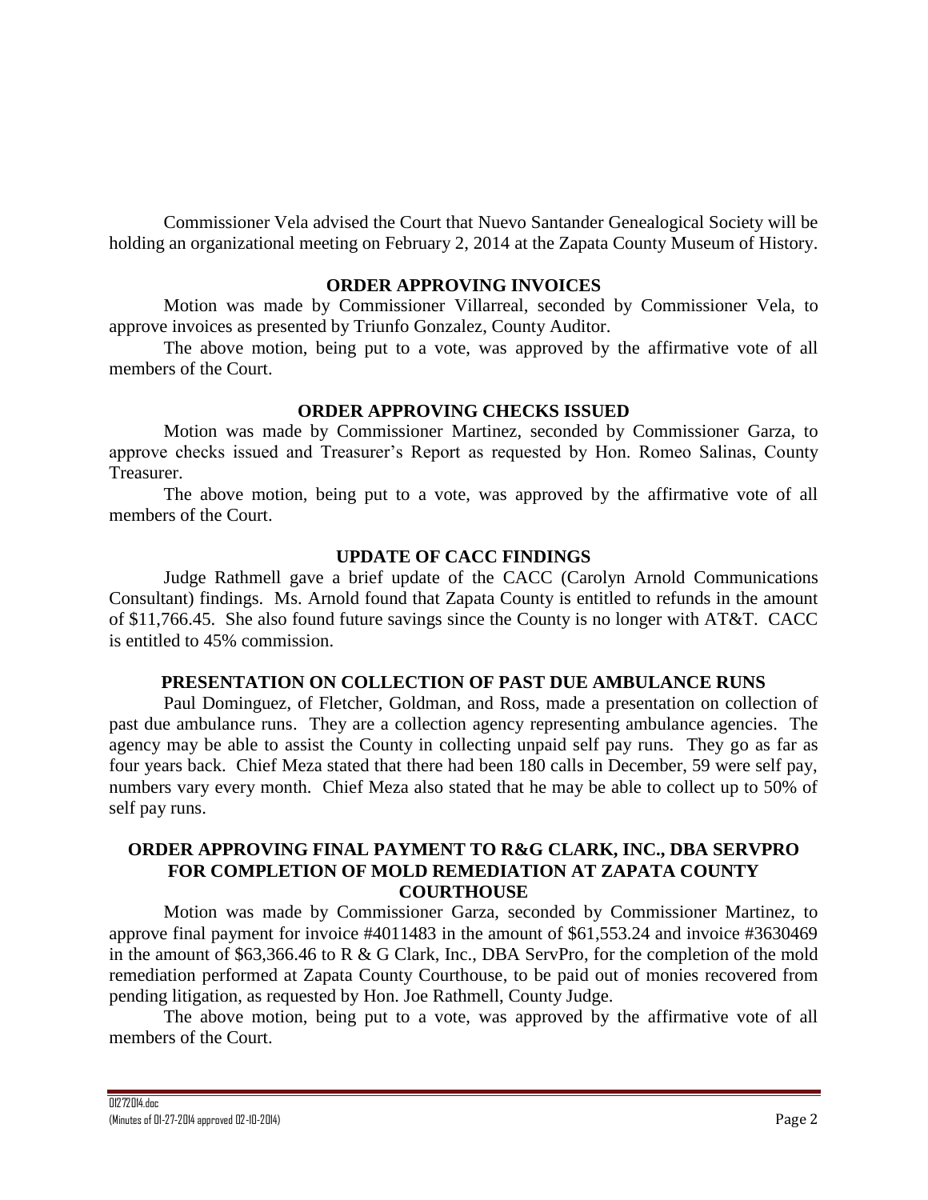Commissioner Vela advised the Court that Nuevo Santander Genealogical Society will be holding an organizational meeting on February 2, 2014 at the Zapata County Museum of History.

**ORDER APPROVING INVOICES**

Motion was made by Commissioner Villarreal, seconded by Commissioner Vela, to approve invoices as presented by Triunfo Gonzalez, County Auditor.

The above motion, being put to a vote, was approved by the affirmative vote of all members of the Court.

**ORDER APPROVING CHECKS ISSUED**

Motion was made by Commissioner Martinez, seconded by Commissioner Garza, to approve checks issued and Treasurer's Report as requested by Hon. Romeo Salinas, County Treasurer.

The above motion, being put to a vote, was approved by the affirmative vote of all members of the Court.

**UPDATE OF CACC FINDINGS**

Judge Rathmell gave a brief update of the CACC (Carolyn Arnold Communications Consultant) findings. Ms. Arnold found that Zapata County is entitled to refunds in the amount of $11,766.45. She also found future savings since the County is no longer with AT&T. CACC is entitled to 45% commission.

**PRESENTATION ON COLLECTION OF PAST DUE AMBULANCE RUNS**

Paul Dominguez, of Fletcher, Goldman, and Ross, made a presentation on collection of past due ambulance runs. They are a collection agency representing ambulance agencies. The agency may be able to assist the County in collecting unpaid self pay runs. They go as far as four years back. Chief Meza stated that there had been 180 calls in December, 59 were self pay, numbers vary every month. Chief Meza also stated that he may be able to collect up to 50% of self pay runs.

**ORDER APPROVING FINAL PAYMENT TO R&G CLARK, INC., DBA SERVPRO FOR COMPLETION OF MOLD REMEDIATION AT ZAPATA COUNTY COURTHOUSE**

Motion was made by Commissioner Garza, seconded by Commissioner Martinez, to approve final payment for invoice #4011483 in the amount of $61,553.24 and invoice #3630469 in the amount of $63,366.46 to R & G Clark, Inc., DBA ServPro, for the completion of the mold remediation performed at Zapata County Courthouse, to be paid out of monies recovered from pending litigation, as requested by Hon. Joe Rathmell, County Judge.

The above motion, being put to a vote, was approved by the affirmative vote of all members of the Court.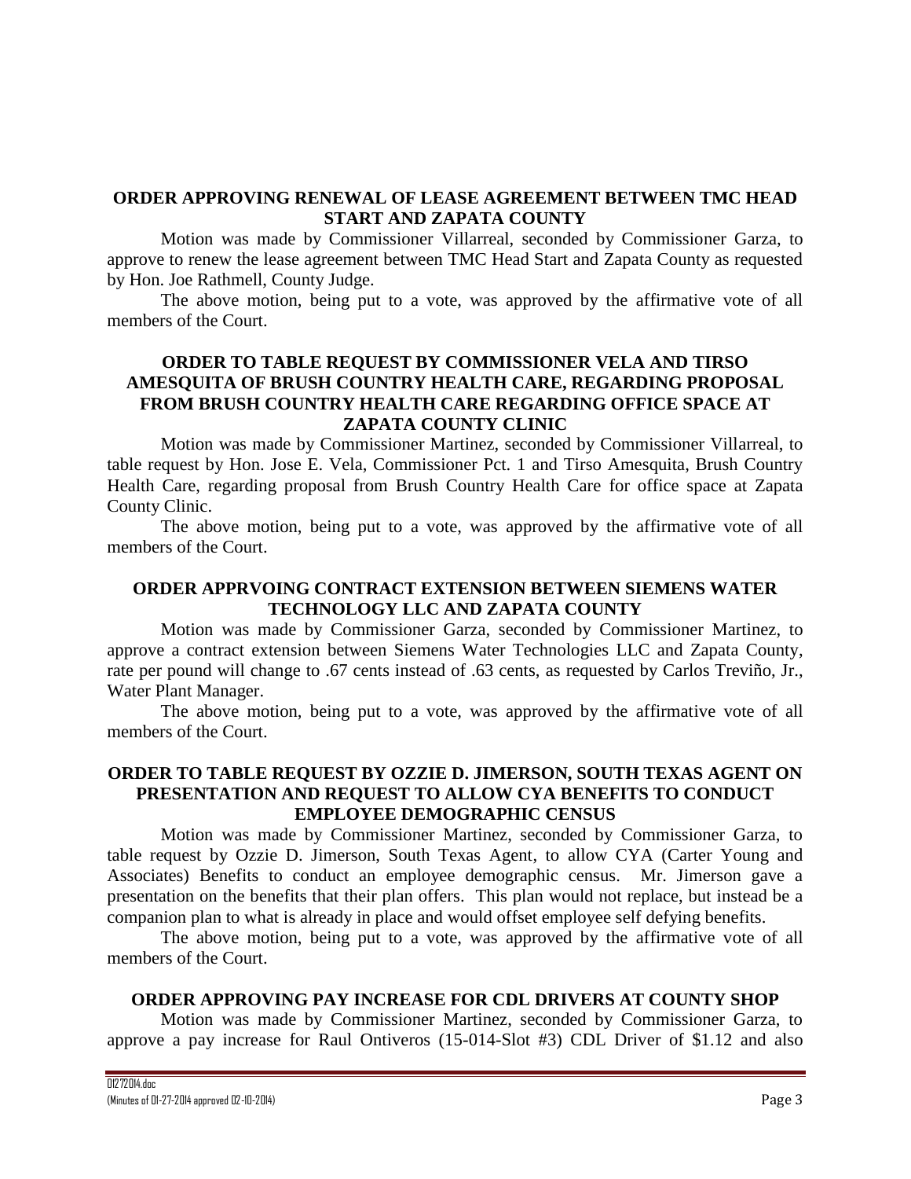**ORDER APPROVING RENEWAL OF LEASE AGREEMENT BETWEEN TMC HEAD START AND ZAPATA COUNTY**

Motion was made by Commissioner Villarreal, seconded by Commissioner Garza, to approve to renew the lease agreement between TMC Head Start and Zapata County as requested by Hon. Joe Rathmell, County Judge.

The above motion, being put to a vote, was approved by the affirmative vote of all members of the Court.

**ORDER TO TABLE REQUEST BY COMMISSIONER VELA AND TIRSO AMESQUITA OF BRUSH COUNTRY HEALTH CARE, REGARDING PROPOSAL FROM BRUSH COUNTRY HEALTH CARE REGARDING OFFICE SPACE AT ZAPATA COUNTY CLINIC**

Motion was made by Commissioner Martinez, seconded by Commissioner Villarreal, to table request by Hon. Jose E. Vela, Commissioner Pct. 1 and Tirso Amesquita, Brush Country Health Care, regarding proposal from Brush Country Health Care for office space at Zapata County Clinic.

The above motion, being put to a vote, was approved by the affirmative vote of all members of the Court.

**ORDER APPRVOING CONTRACT EXTENSION BETWEEN SIEMENS WATER TECHNOLOGY LLC AND ZAPATA COUNTY**

Motion was made by Commissioner Garza, seconded by Commissioner Martinez, to approve a contract extension between Siemens Water Technologies LLC and Zapata County, rate per pound will change to .67 cents instead of .63 cents, as requested by Carlos Treviño, Jr., Water Plant Manager.

The above motion, being put to a vote, was approved by the affirmative vote of all members of the Court.

**ORDER TO TABLE REQUEST BY OZZIE D. JIMERSON, SOUTH TEXAS AGENT ON PRESENTATION AND REQUEST TO ALLOW CYA BENEFITS TO CONDUCT EMPLOYEE DEMOGRAPHIC CENSUS**

Motion was made by Commissioner Martinez, seconded by Commissioner Garza, to table request by Ozzie D. Jimerson, South Texas Agent, to allow CYA (Carter Young and Associates) Benefits to conduct an employee demographic census. Mr. Jimerson gave a presentation on the benefits that their plan offers. This plan would not replace, but instead be a companion plan to what is already in place and would offset employee self defying benefits.

The above motion, being put to a vote, was approved by the affirmative vote of all members of the Court.

**ORDER APPROVING PAY INCREASE FOR CDL DRIVERS AT COUNTY SHOP**

Motion was made by Commissioner Martinez, seconded by Commissioner Garza, to approve a pay increase for Raul Ontiveros (15-014-Slot #3) CDL Driver of $1.12 and also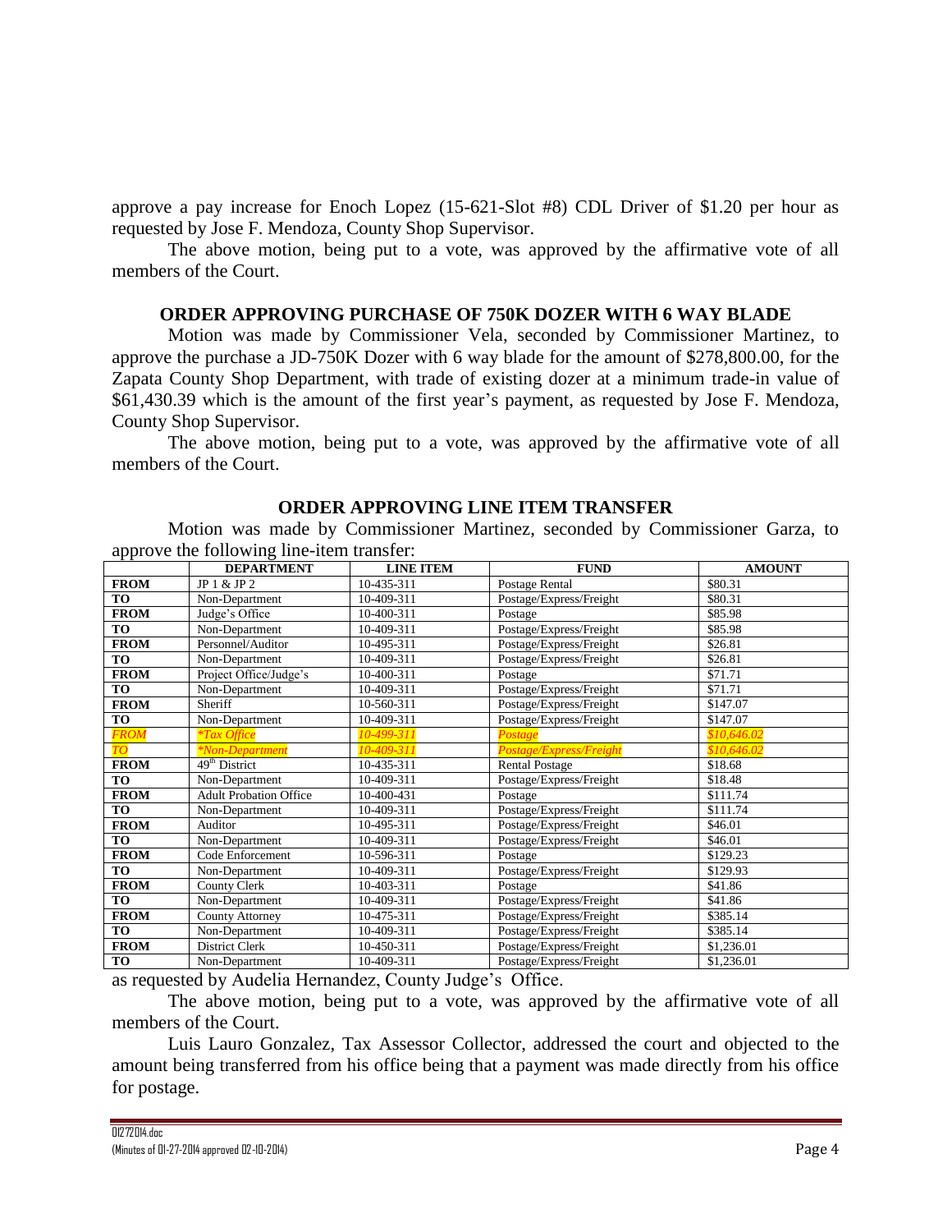approve a pay increase for Enoch Lopez (15-621-Slot #8) CDL Driver of $1.20 per hour as requested by Jose F. Mendoza, County Shop Supervisor.

The above motion, being put to a vote, was approved by the affirmative vote of all members of the Court.

### ORDER APPROVING PURCHASE OF 750K DOZER WITH 6 WAY BLADE

Motion was made by Commissioner Vela, seconded by Commissioner Martinez, to approve the purchase a JD-750K Dozer with 6 way blade for the amount of $278,800.00, for the Zapata County Shop Department, with trade of existing dozer at a minimum trade-in value of $61,430.39 which is the amount of the first year's payment, as requested by Jose F. Mendoza, County Shop Supervisor.

The above motion, being put to a vote, was approved by the affirmative vote of all members of the Court.

### ORDER APPROVING LINE ITEM TRANSFER

Motion was made by Commissioner Martinez, seconded by Commissioner Garza, to approve the following line-item transfer:

| | DEPARTMENT | LINE ITEM | FUND | AMOUNT |
|---|---|---|---|---|
| **FROM** | JP 1 & JP 2 | 10-435-311 | Postage Rental | $80.31 |
| **TO** | Non-Department | 10-409-311 | Postage/Express/Freight | $80.31 |
| **FROM** | Judge's Office | 10-400-311 | Postage | $85.98 |
| **TO** | Non-Department | 10-409-311 | Postage/Express/Freight | $85.98 |
| **FROM** | Personnel/Auditor | 10-495-311 | Postage/Express/Freight | $26.81 |
| **TO** | Non-Department | 10-409-311 | Postage/Express/Freight | $26.81 |
| **FROM** | Project Office/Judge's | 10-400-311 | Postage | $71.71 |
| **TO** | Non-Department | 10-409-311 | Postage/Express/Freight | $71.71 |
| **FROM** | Sheriff | 10-560-311 | Postage/Express/Freight | $147.07 |
| **TO** | Non-Department | 10-409-311 | Postage/Express/Freight | $147.07 |
| ***FROM*** | **Tax Office* | *10-499-311* | *Postage* | *$10,646.02* |
| ***TO*** | **Non-Department* | *10-409-311* | *Postage/Express/Freight* | *$10,646.02* |
| **FROM** | 49th District | 10-435-311 | Rental Postage | $18.68 |
| **TO** | Non-Department | 10-409-311 | Postage/Express/Freight | $18.48 |
| **FROM** | Adult Probation Office | 10-400-431 | Postage | $111.74 |
| **TO** | Non-Department | 10-409-311 | Postage/Express/Freight | $111.74 |
| **FROM** | Auditor | 10-495-311 | Postage/Express/Freight | $46.01 |
| **TO** | Non-Department | 10-409-311 | Postage/Express/Freight | $46.01 |
| **FROM** | Code Enforcement | 10-596-311 | Postage | $129.23 |
| **TO** | Non-Department | 10-409-311 | Postage/Express/Freight | $129.93 |
| **FROM** | County Clerk | 10-403-311 | Postage | $41.86 |
| **TO** | Non-Department | 10-409-311 | Postage/Express/Freight | $41.86 |
| **FROM** | County Attorney | 10-475-311 | Postage/Express/Freight | $385.14 |
| **TO** | Non-Department | 10-409-311 | Postage/Express/Freight | $385.14 |
| **FROM** | District Clerk | 10-450-311 | Postage/Express/Freight | $1,236.01 |
| **TO** | Non-Department | 10-409-311 | Postage/Express/Freight | $1,236.01 |

as requested by Audelia Hernandez, County Judge's Office.

The above motion, being put to a vote, was approved by the affirmative vote of all members of the Court.

Luis Lauro Gonzalez, Tax Assessor Collector, addressed the court and objected to the amount being transferred from his office being that a payment was made directly from his office for postage.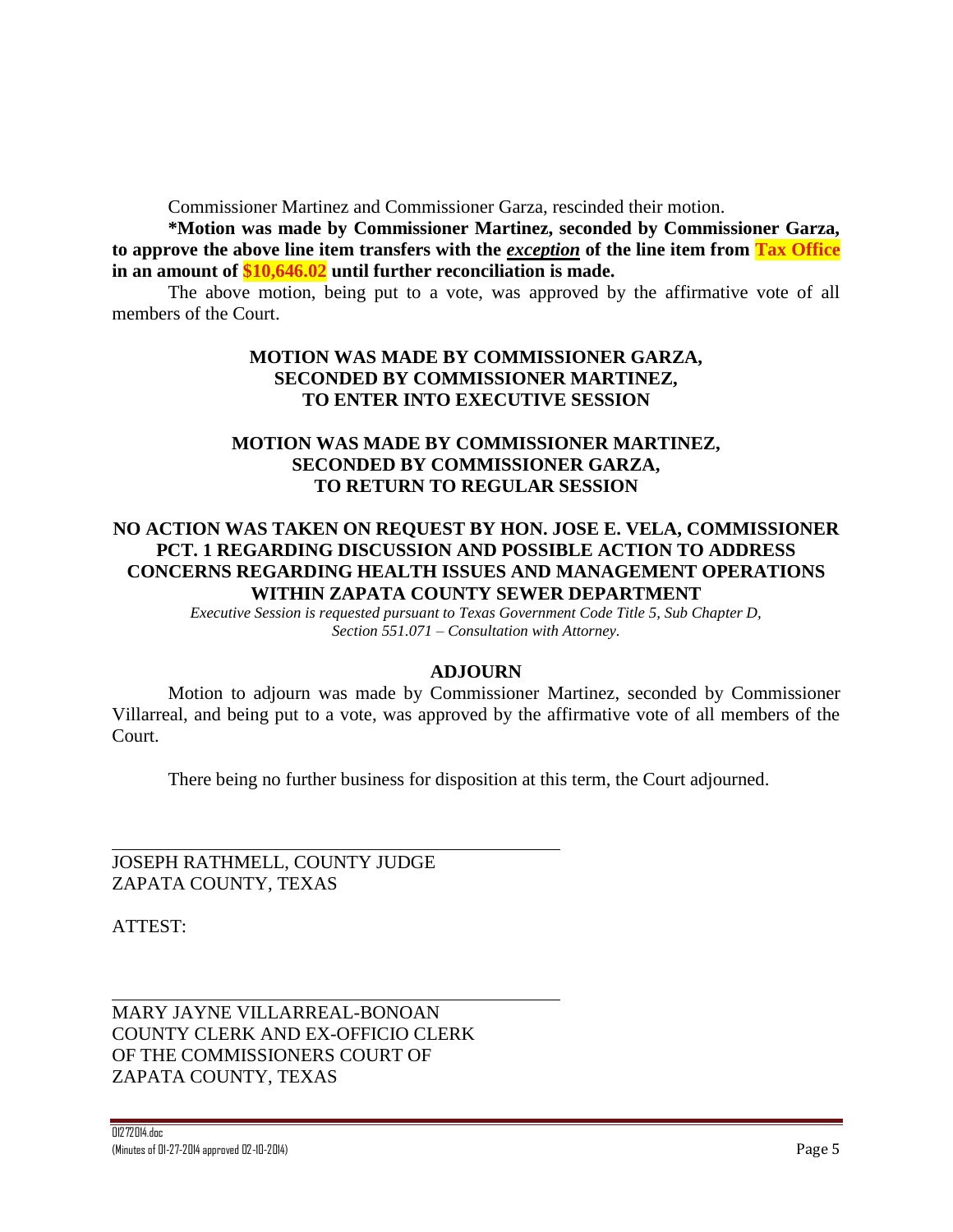Commissioner Martinez and Commissioner Garza, rescinded their motion.

**\*Motion was made by Commissioner Martinez, seconded by Commissioner Garza, to approve the above line item transfers with the *exception* of the line item from Tax Office in an amount of $10,646.02 until further reconciliation is made.**

The above motion, being put to a vote, was approved by the affirmative vote of all members of the Court.

**MOTION WAS MADE BY COMMISSIONER GARZA, SECONDED BY COMMISSIONER MARTINEZ, TO ENTER INTO EXECUTIVE SESSION**

**MOTION WAS MADE BY COMMISSIONER MARTINEZ, SECONDED BY COMMISSIONER GARZA, TO RETURN TO REGULAR SESSION**

**NO ACTION WAS TAKEN ON REQUEST BY HON. JOSE E. VELA, COMMISSIONER PCT. 1 REGARDING DISCUSSION AND POSSIBLE ACTION TO ADDRESS CONCERNS REGARDING HEALTH ISSUES AND MANAGEMENT OPERATIONS WITHIN ZAPATA COUNTY SEWER DEPARTMENT**

*Executive Session is requested pursuant to Texas Government Code Title 5, Sub Chapter D, Section 551.071 – Consultation with Attorney.*

**ADJOURN**

Motion to adjourn was made by Commissioner Martinez, seconded by Commissioner Villarreal, and being put to a vote, was approved by the affirmative vote of all members of the Court.

There being no further business for disposition at this term, the Court adjourned.

JOSEPH RATHMELL, COUNTY JUDGE
ZAPATA COUNTY, TEXAS

ATTEST:

MARY JAYNE VILLARREAL-BONOAN
COUNTY CLERK AND EX-OFFICIO CLERK
OF THE COMMISSIONERS COURT OF
ZAPATA COUNTY, TEXAS

01272014.doc
(Minutes of 01-27-2014 approved 02-10-2014)